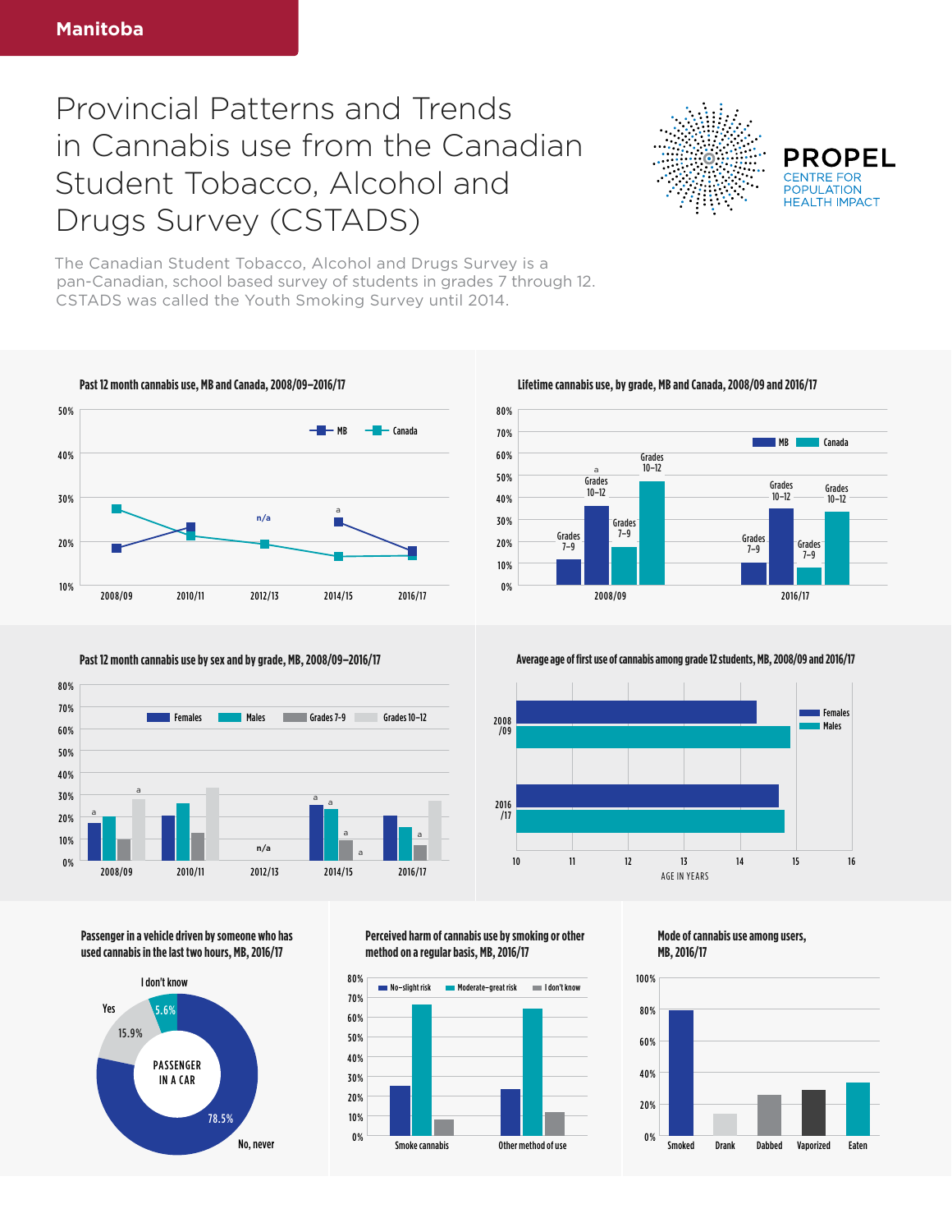Manitoba

# Provincial Patterns and Trends in Cannabis use from the Canadian Student Tobacco, Alcohol and Drugs Survey (CSTADS)

PROPEL
CENTRE FOR POPULATION HEALTH IMPACT

The Canadian Student Tobacco, Alcohol and Drugs Survey is a pan-Canadian, school based survey of students in grades 7 through 12. CSTADS was called the Youth Smoking Survey until 2014.

**Past 12 month cannabis use, MB and Canada, 2008/09–2016/17**

50% 40% 30% 20% 10%

MB, Canada

2008/09, 2010/11, 2012/13 (n/a), 2014/15 (a), 2016/17

**Lifetime cannabis use, by grade, MB and Canada, 2008/09 and 2016/17**

80% 70% 60% 50% 40% 30% 20% 10% 0%

MB, Canada

2008/09: Grades 7–9, Grades 10–12 (a), Grades 7–9, Grades 10–12

2016/17: Grades 7–9, Grades 10–12, Grades 7–9, Grades 10–12

**Past 12 month cannabis use by sex and by grade, MB, 2008/09–2016/17**

80% 70% 60% 50% 40% 30% 20% 10% 0%

Females, Males, Grades 7–9, Grades 10–12

2008/09, 2010/11, 2012/13 (n/a), 2014/15, 2016/17

**Average age of first use of cannabis among grade 12 students, MB, 2008/09 and 2016/17**

Females, Males

2008/09, 2016/17

10 11 12 13 14 15 16

AGE IN YEARS

**Passenger in a vehicle driven by someone who has used cannabis in the last two hours, MB, 2016/17**

PASSENGER IN A CAR

| Response | % |
|---|---|
| No, never | 78.5% |
| Yes | 15.9% |
| I don't know | 5.6% |

**Perceived harm of cannabis use by smoking or other method on a regular basis, MB, 2016/17**

80% 70% 60% 50% 40% 30% 20% 10% 0%

No–slight risk, Moderate–great risk, I don't know

Smoke cannabis, Other method of use

**Mode of cannabis use among users, MB, 2016/17**

100% 80% 60% 40% 20% 0%

Smoked, Drank, Dabbed, Vaporized, Eaten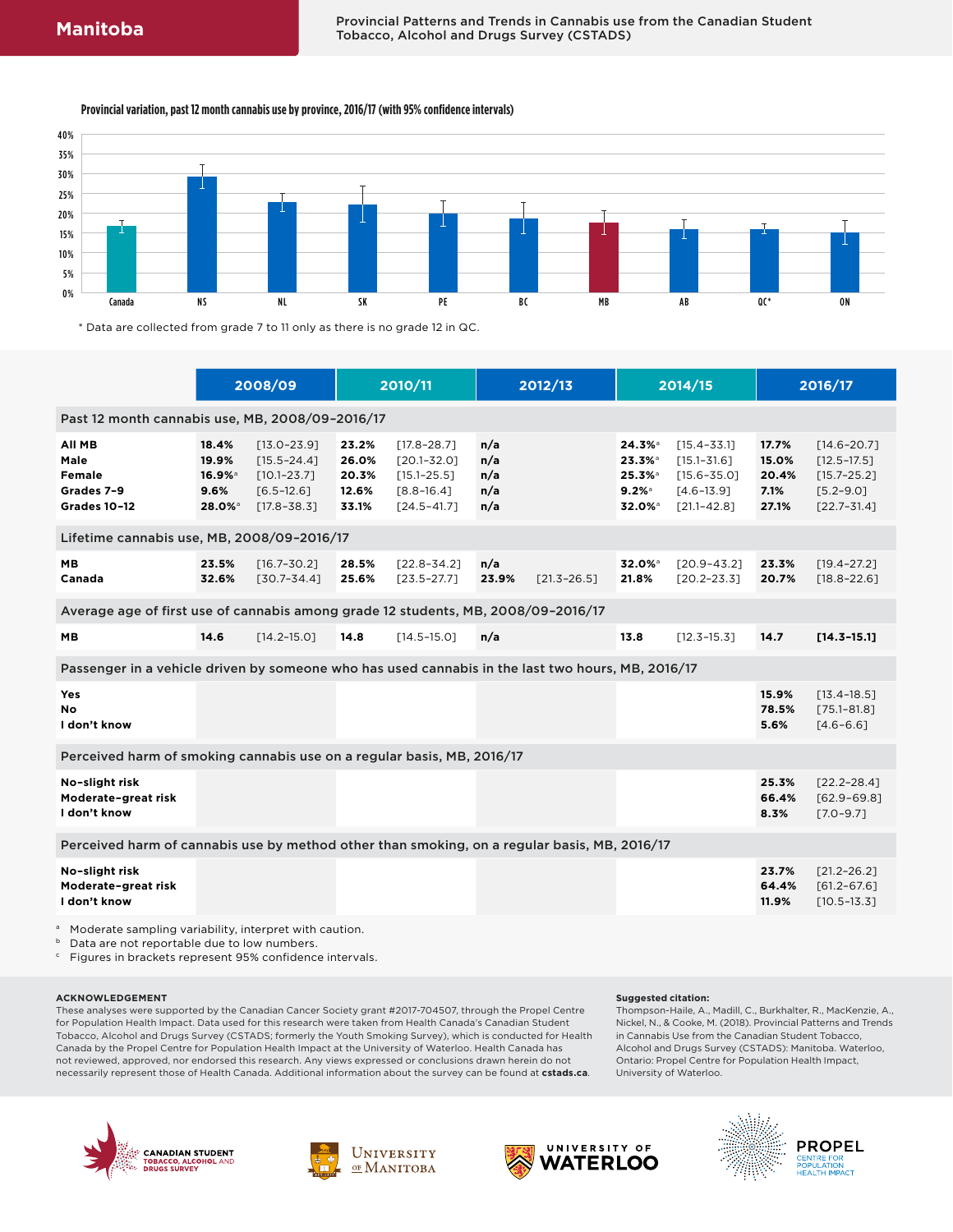## Manitoba

Provincial Patterns and Trends in Cannabis use from the Canadian Student Tobacco, Alcohol and Drugs Survey (CSTADS)

**Provincial variation, past 12 month cannabis use by province, 2016/17 (with 95% confidence intervals)**

40%
35%
30%
25%
20%
15%
10%
5%
0%

Canada NS NL SK PE BC MB AB QC* ON

\* Data are collected from grade 7 to 11 only as there is no grade 12 in QC.

| | 2008/09 | | 2010/11 | | 2012/13 | | 2014/15 | | 2016/17 | |
|---|---|---|---|---|---|---|---|---|---|---|
| **Past 12 month cannabis use, MB, 2008/09–2016/17** | | | | | | | | | | |
| **All MB** | **18.4%** | [13.0–23.9] | **23.2%** | [17.8–28.7] | **n/a** | | **24.3%**[a] | [15.4–33.1] | **17.7%** | [14.6–20.7] |
| **Male** | **19.9%** | [15.5–24.4] | **26.0%** | [20.1–32.0] | **n/a** | | **23.3%**[a] | [15.1–31.6] | **15.0%** | [12.5–17.5] |
| **Female** | **16.9%**[a] | [10.1–23.7] | **20.3%** | [15.1–25.5] | **n/a** | | **25.3%**[a] | [15.6–35.0] | **20.4%** | [15.7–25.2] |
| **Grades 7–9** | **9.6%** | [6.5–12.6] | **12.6%** | [8.8–16.4] | **n/a** | | **9.2%**[a] | [4.6–13.9] | **7.1%** | [5.2–9.0] |
| **Grades 10–12** | **28.0%**[a] | [17.8–38.3] | **33.1%** | [24.5–41.7] | **n/a** | | **32.0%**[a] | [21.1–42.8] | **27.1%** | [22.7–31.4] |
| **Lifetime cannabis use, MB, 2008/09–2016/17** | | | | | | | | | | |
| **MB** | **23.5%** | [16.7–30.2] | **28.5%** | [22.8–34.2] | **n/a** | | **32.0%**[a] | [20.9–43.2] | **23.3%** | [19.4–27.2] |
| **Canada** | **32.6%** | [30.7–34.4] | **25.6%** | [23.5–27.7] | **23.9%** | [21.3–26.5] | **21.8%** | [20.2–23.3] | **20.7%** | [18.8–22.6] |
| **Average age of first use of cannabis among grade 12 students, MB, 2008/09–2016/17** | | | | | | | | | | |
| **MB** | **14.6** | [14.2–15.0] | **14.8** | [14.5–15.0] | **n/a** | | **13.8** | [12.3–15.3] | **14.7** | **[14.3–15.1]** |
| **Passenger in a vehicle driven by someone who has used cannabis in the last two hours, MB, 2016/17** | | | | | | | | | | |
| **Yes** | | | | | | | | | **15.9%** | [13.4–18.5] |
| **No** | | | | | | | | | **78.5%** | [75.1–81.8] |
| **I don't know** | | | | | | | | | **5.6%** | [4.6–6.6] |
| **Perceived harm of smoking cannabis use on a regular basis, MB, 2016/17** | | | | | | | | | | |
| **No–slight risk** | | | | | | | | | **25.3%** | [22.2–28.4] |
| **Moderate–great risk** | | | | | | | | | **66.4%** | [62.9–69.8] |
| **I don't know** | | | | | | | | | **8.3%** | [7.0–9.7] |
| **Perceived harm of cannabis use by method other than smoking, on a regular basis, MB, 2016/17** | | | | | | | | | | |
| **No–slight risk** | | | | | | | | | **23.7%** | [21.2–26.2] |
| **Moderate–great risk** | | | | | | | | | **64.4%** | [61.2–67.6] |
| **I don't know** | | | | | | | | | **11.9%** | [10.5–13.3] |

[a] Moderate sampling variability, interpret with caution.
[b] Data are not reportable due to low numbers.
[c] Figures in brackets represent 95% confidence intervals.

**ACKNOWLEDGEMENT**
These analyses were supported by the Canadian Cancer Society grant #2017-704507, through the Propel Centre for Population Health Impact. Data used for this research were taken from Health Canada's Canadian Student Tobacco, Alcohol and Drugs Survey (CSTADS; formerly the Youth Smoking Survey), which is conducted for Health Canada by the Propel Centre for Population Health Impact at the University of Waterloo. Health Canada has not reviewed, approved, nor endorsed this research. Any views expressed or conclusions drawn herein do not necessarily represent those of Health Canada. Additional information about the survey can be found at **cstads.ca**.

**Suggested citation:**
Thompson-Haile, A., Madill, C., Burkhalter, R., MacKenzie, A., Nickel, N., & Cooke, M. (2018). Provincial Patterns and Trends in Cannabis Use from the Canadian Student Tobacco, Alcohol and Drugs Survey (CSTADS): Manitoba. Waterloo, Ontario: Propel Centre for Population Health Impact, University of Waterloo.

CANADIAN STUDENT TOBACCO, ALCOHOL AND DRUGS SURVEY · UNIVERSITY OF MANITOBA · UNIVERSITY OF WATERLOO · PROPEL CENTRE FOR POPULATION HEALTH IMPACT